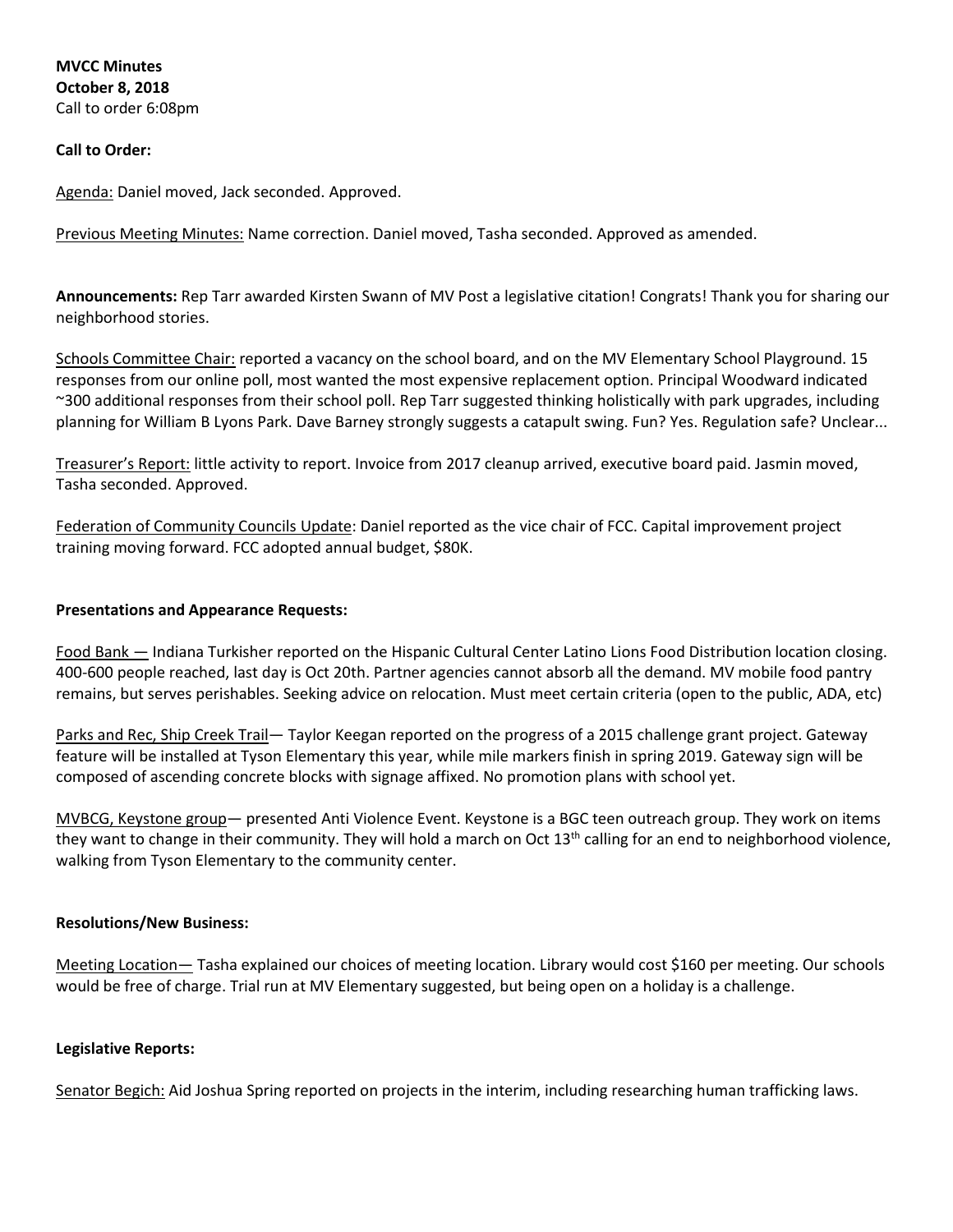**MVCC Minutes**
**October 8, 2018**
Call to order 6:08pm

**Call to Order:**

Agenda: Daniel moved, Jack seconded. Approved.

Previous Meeting Minutes: Name correction. Daniel moved, Tasha seconded. Approved as amended.

**Announcements:** Rep Tarr awarded Kirsten Swann of MV Post a legislative citation! Congrats! Thank you for sharing our neighborhood stories.

Schools Committee Chair: reported a vacancy on the school board, and on the MV Elementary School Playground. 15 responses from our online poll, most wanted the most expensive replacement option. Principal Woodward indicated ~300 additional responses from their school poll. Rep Tarr suggested thinking holistically with park upgrades, including planning for William B Lyons Park. Dave Barney strongly suggests a catapult swing. Fun? Yes. Regulation safe? Unclear...

Treasurer's Report: little activity to report. Invoice from 2017 cleanup arrived, executive board paid. Jasmin moved, Tasha seconded. Approved.

Federation of Community Councils Update: Daniel reported as the vice chair of FCC. Capital improvement project training moving forward. FCC adopted annual budget, $80K.

**Presentations and Appearance Requests:**

Food Bank — Indiana Turkisher reported on the Hispanic Cultural Center Latino Lions Food Distribution location closing. 400-600 people reached, last day is Oct 20th. Partner agencies cannot absorb all the demand. MV mobile food pantry remains, but serves perishables. Seeking advice on relocation. Must meet certain criteria (open to the public, ADA, etc)

Parks and Rec, Ship Creek Trail— Taylor Keegan reported on the progress of a 2015 challenge grant project. Gateway feature will be installed at Tyson Elementary this year, while mile markers finish in spring 2019. Gateway sign will be composed of ascending concrete blocks with signage affixed. No promotion plans with school yet.

MVBCG, Keystone group— presented Anti Violence Event. Keystone is a BGC teen outreach group. They work on items they want to change in their community. They will hold a march on Oct 13th calling for an end to neighborhood violence, walking from Tyson Elementary to the community center.

**Resolutions/New Business:**

Meeting Location— Tasha explained our choices of meeting location. Library would cost $160 per meeting. Our schools would be free of charge. Trial run at MV Elementary suggested, but being open on a holiday is a challenge.

**Legislative Reports:**

Senator Begich: Aid Joshua Spring reported on projects in the interim, including researching human trafficking laws.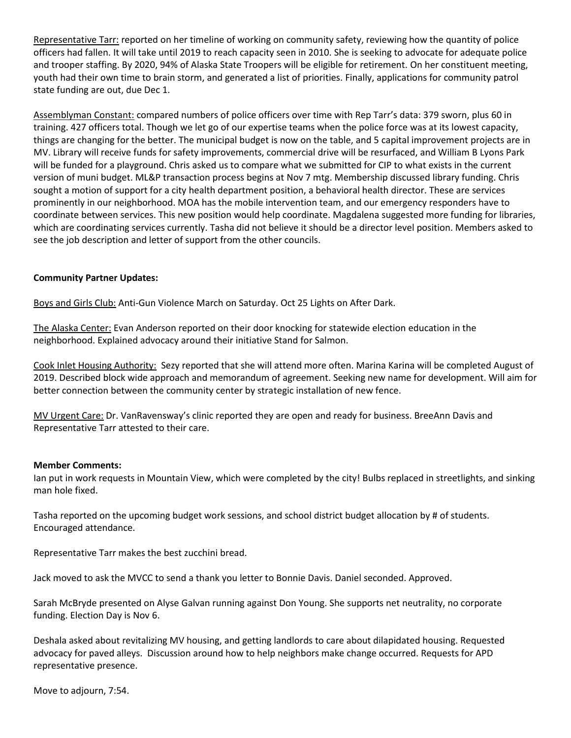Representative Tarr: reported on her timeline of working on community safety, reviewing how the quantity of police officers had fallen. It will take until 2019 to reach capacity seen in 2010. She is seeking to advocate for adequate police and trooper staffing. By 2020, 94% of Alaska State Troopers will be eligible for retirement. On her constituent meeting, youth had their own time to brain storm, and generated a list of priorities. Finally, applications for community patrol state funding are out, due Dec 1.

Assemblyman Constant: compared numbers of police officers over time with Rep Tarr's data: 379 sworn, plus 60 in training. 427 officers total. Though we let go of our expertise teams when the police force was at its lowest capacity, things are changing for the better. The municipal budget is now on the table, and 5 capital improvement projects are in MV. Library will receive funds for safety improvements, commercial drive will be resurfaced, and William B Lyons Park will be funded for a playground. Chris asked us to compare what we submitted for CIP to what exists in the current version of muni budget. ML&P transaction process begins at Nov 7 mtg. Membership discussed library funding. Chris sought a motion of support for a city health department position, a behavioral health director. These are services prominently in our neighborhood. MOA has the mobile intervention team, and our emergency responders have to coordinate between services. This new position would help coordinate. Magdalena suggested more funding for libraries, which are coordinating services currently. Tasha did not believe it should be a director level position. Members asked to see the job description and letter of support from the other councils.

**Community Partner Updates:**

Boys and Girls Club: Anti-Gun Violence March on Saturday. Oct 25 Lights on After Dark.

The Alaska Center: Evan Anderson reported on their door knocking for statewide election education in the neighborhood. Explained advocacy around their initiative Stand for Salmon.

Cook Inlet Housing Authority: Sezy reported that she will attend more often. Marina Karina will be completed August of 2019. Described block wide approach and memorandum of agreement. Seeking new name for development. Will aim for better connection between the community center by strategic installation of new fence.

MV Urgent Care: Dr. VanRavensway's clinic reported they are open and ready for business. BreeAnn Davis and Representative Tarr attested to their care.

**Member Comments:**

Ian put in work requests in Mountain View, which were completed by the city! Bulbs replaced in streetlights, and sinking man hole fixed.

Tasha reported on the upcoming budget work sessions, and school district budget allocation by # of students. Encouraged attendance.

Representative Tarr makes the best zucchini bread.

Jack moved to ask the MVCC to send a thank you letter to Bonnie Davis. Daniel seconded. Approved.

Sarah McBryde presented on Alyse Galvan running against Don Young. She supports net neutrality, no corporate funding. Election Day is Nov 6.

Deshala asked about revitalizing MV housing, and getting landlords to care about dilapidated housing. Requested advocacy for paved alleys. Discussion around how to help neighbors make change occurred. Requests for APD representative presence.

Move to adjourn, 7:54.